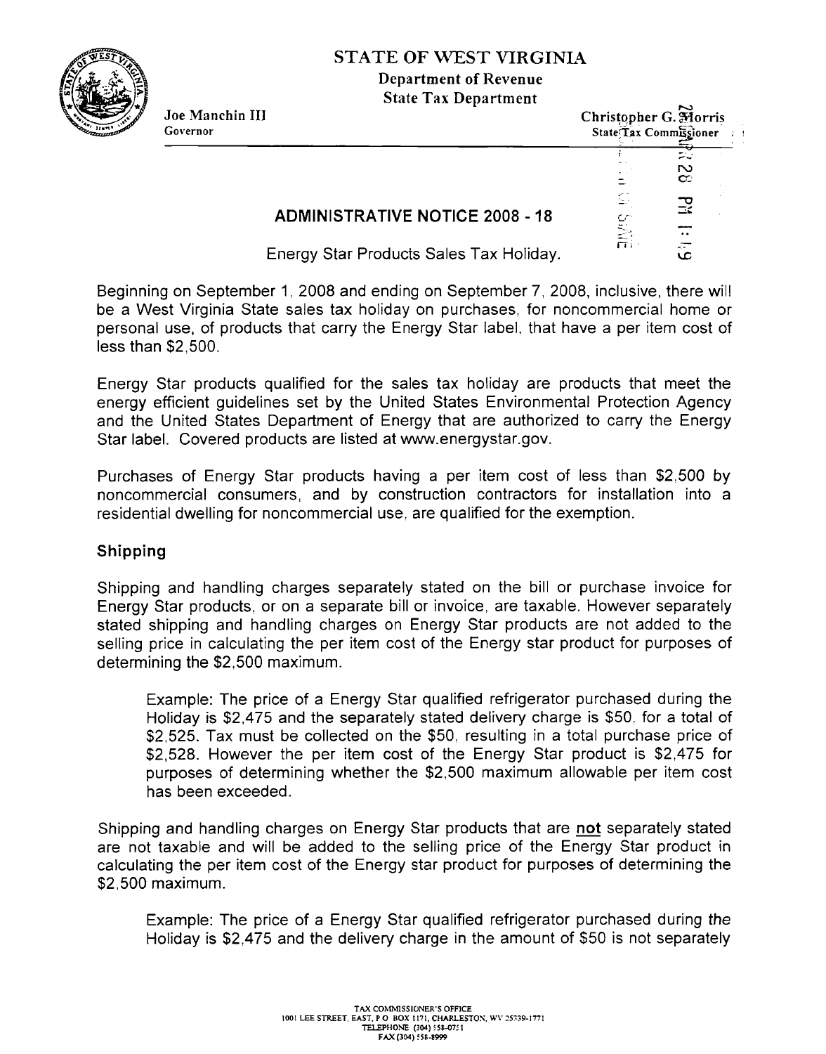# STATE OF WEST VIRGINIA

**Department of Revenue**
**State Tax Department**

**Joe Manchin III**
Governor

**Christopher G. Morris**
State Tax Commissioner

## ADMINISTRATIVE NOTICE 2008 - 18

Energy Star Products Sales Tax Holiday.

Beginning on September 1, 2008 and ending on September 7, 2008, inclusive, there will be a West Virginia State sales tax holiday on purchases, for noncommercial home or personal use, of products that carry the Energy Star label, that have a per item cost of less than $2,500.

Energy Star products qualified for the sales tax holiday are products that meet the energy efficient guidelines set by the United States Environmental Protection Agency and the United States Department of Energy that are authorized to carry the Energy Star label. Covered products are listed at www.energystar.gov.

Purchases of Energy Star products having a per item cost of less than $2,500 by noncommercial consumers, and by construction contractors for installation into a residential dwelling for noncommercial use, are qualified for the exemption.

### Shipping

Shipping and handling charges separately stated on the bill or purchase invoice for Energy Star products, or on a separate bill or invoice, are taxable. However separately stated shipping and handling charges on Energy Star products are not added to the selling price in calculating the per item cost of the Energy star product for purposes of determining the $2,500 maximum.

> Example: The price of a Energy Star qualified refrigerator purchased during the Holiday is $2,475 and the separately stated delivery charge is $50, for a total of $2,525. Tax must be collected on the $50, resulting in a total purchase price of $2,528. However the per item cost of the Energy Star product is $2,475 for purposes of determining whether the $2,500 maximum allowable per item cost has been exceeded.

Shipping and handling charges on Energy Star products that are <u>not</u> separately stated are not taxable and will be added to the selling price of the Energy Star product in calculating the per item cost of the Energy star product for purposes of determining the $2,500 maximum.

> Example: The price of a Energy Star qualified refrigerator purchased during the Holiday is $2,475 and the delivery charge in the amount of $50 is not separately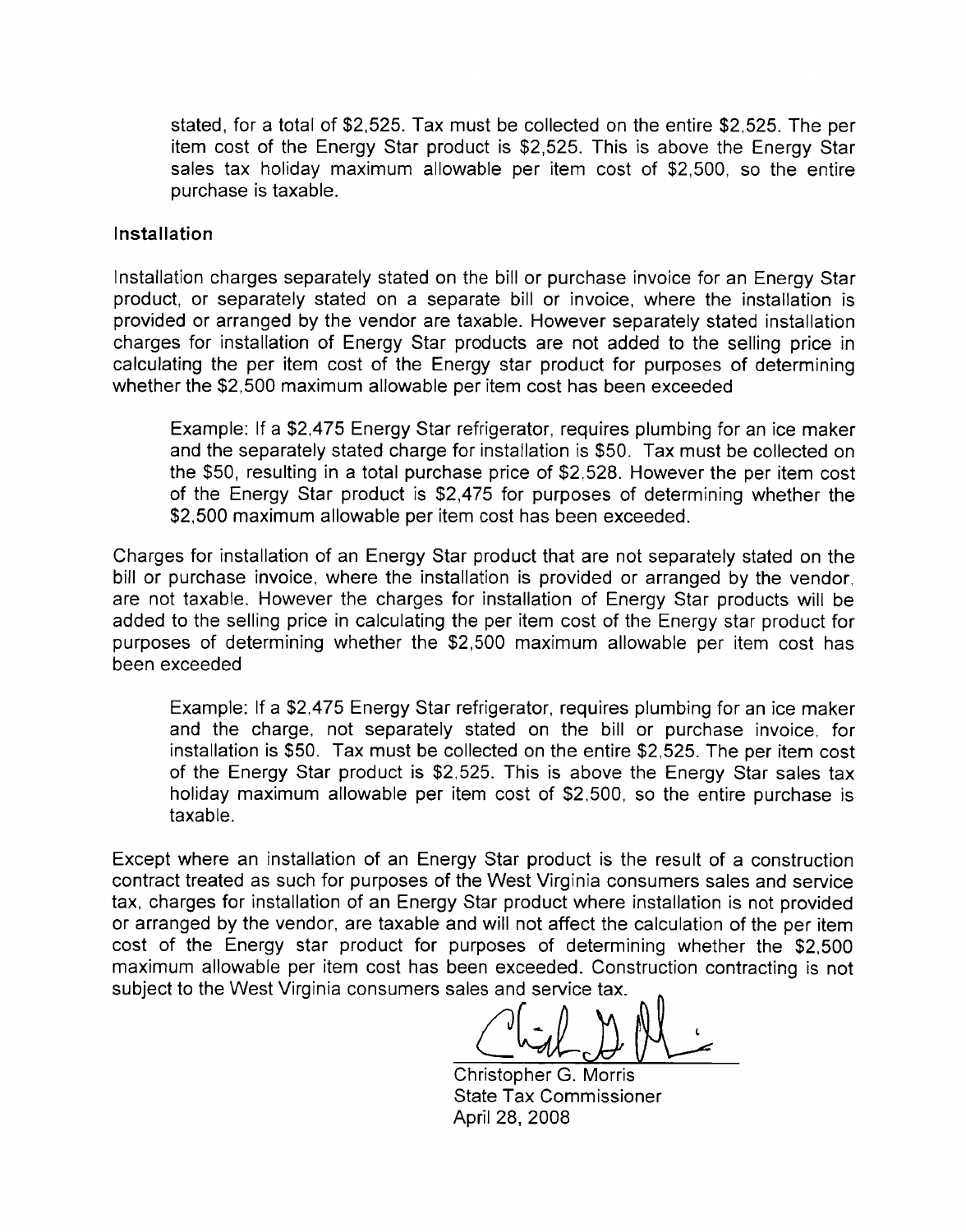stated, for a total of $2,525. Tax must be collected on the entire $2,525. The per item cost of the Energy Star product is $2,525. This is above the Energy Star sales tax holiday maximum allowable per item cost of $2,500, so the entire purchase is taxable.

## Installation

Installation charges separately stated on the bill or purchase invoice for an Energy Star product, or separately stated on a separate bill or invoice, where the installation is provided or arranged by the vendor are taxable. However separately stated installation charges for installation of Energy Star products are not added to the selling price in calculating the per item cost of the Energy star product for purposes of determining whether the $2,500 maximum allowable per item cost has been exceeded

> Example: If a $2,475 Energy Star refrigerator, requires plumbing for an ice maker and the separately stated charge for installation is $50. Tax must be collected on the $50, resulting in a total purchase price of $2,528. However the per item cost of the Energy Star product is $2,475 for purposes of determining whether the $2,500 maximum allowable per item cost has been exceeded.

Charges for installation of an Energy Star product that are not separately stated on the bill or purchase invoice, where the installation is provided or arranged by the vendor, are not taxable. However the charges for installation of Energy Star products will be added to the selling price in calculating the per item cost of the Energy star product for purposes of determining whether the $2,500 maximum allowable per item cost has been exceeded

> Example: If a $2,475 Energy Star refrigerator, requires plumbing for an ice maker and the charge, not separately stated on the bill or purchase invoice, for installation is $50. Tax must be collected on the entire $2,525. The per item cost of the Energy Star product is $2,525. This is above the Energy Star sales tax holiday maximum allowable per item cost of $2,500, so the entire purchase is taxable.

Except where an installation of an Energy Star product is the result of a construction contract treated as such for purposes of the West Virginia consumers sales and service tax, charges for installation of an Energy Star product where installation is not provided or arranged by the vendor, are taxable and will not affect the calculation of the per item cost of the Energy star product for purposes of determining whether the $2,500 maximum allowable per item cost has been exceeded. Construction contracting is not subject to the West Virginia consumers sales and service tax.

Christopher G. Morris
State Tax Commissioner
April 28, 2008